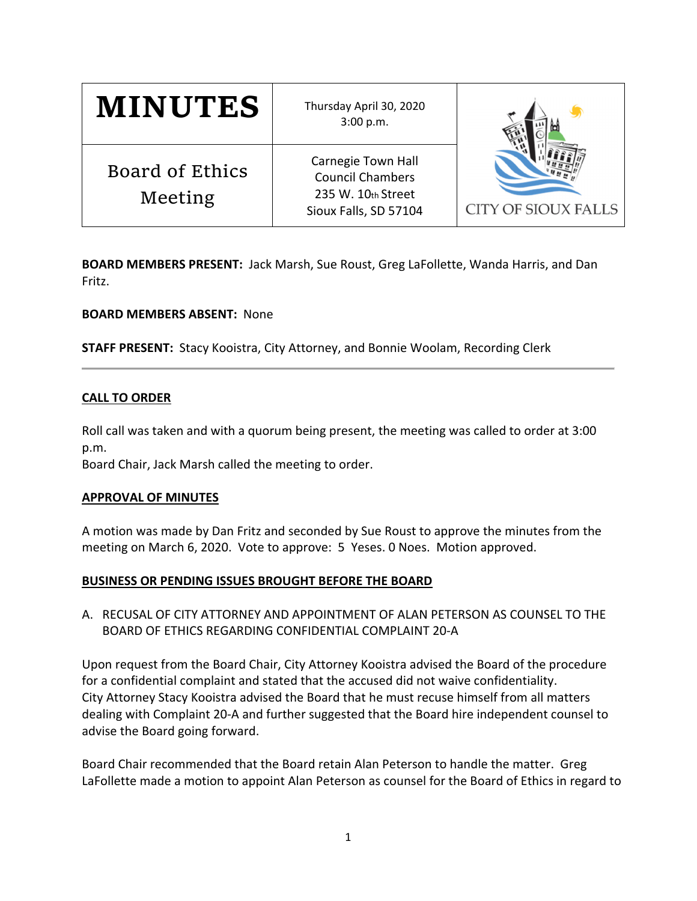| MINUTES | Thursday April 30, 2020<br>3:00 p.m. | CITY OF SIOUX FALLS |
|---|---|---|
| Board of Ethics Meeting | Carnegie Town Hall<br>Council Chambers<br>235 W. 10th Street<br>Sioux Falls, SD 57104 | |

**BOARD MEMBERS PRESENT:** Jack Marsh, Sue Roust, Greg LaFollette, Wanda Harris, and Dan Fritz.

**BOARD MEMBERS ABSENT:** None

**STAFF PRESENT:** Stacy Kooistra, City Attorney, and Bonnie Woolam, Recording Clerk

---

**CALL TO ORDER**

Roll call was taken and with a quorum being present, the meeting was called to order at 3:00 p.m.
Board Chair, Jack Marsh called the meeting to order.

**APPROVAL OF MINUTES**

A motion was made by Dan Fritz and seconded by Sue Roust to approve the minutes from the meeting on March 6, 2020. Vote to approve: 5 Yeses. 0 Noes. Motion approved.

**BUSINESS OR PENDING ISSUES BROUGHT BEFORE THE BOARD**

A. RECUSAL OF CITY ATTORNEY AND APPOINTMENT OF ALAN PETERSON AS COUNSEL TO THE BOARD OF ETHICS REGARDING CONFIDENTIAL COMPLAINT 20-A

Upon request from the Board Chair, City Attorney Kooistra advised the Board of the procedure for a confidential complaint and stated that the accused did not waive confidentiality.
City Attorney Stacy Kooistra advised the Board that he must recuse himself from all matters dealing with Complaint 20-A and further suggested that the Board hire independent counsel to advise the Board going forward.

Board Chair recommended that the Board retain Alan Peterson to handle the matter. Greg LaFollette made a motion to appoint Alan Peterson as counsel for the Board of Ethics in regard to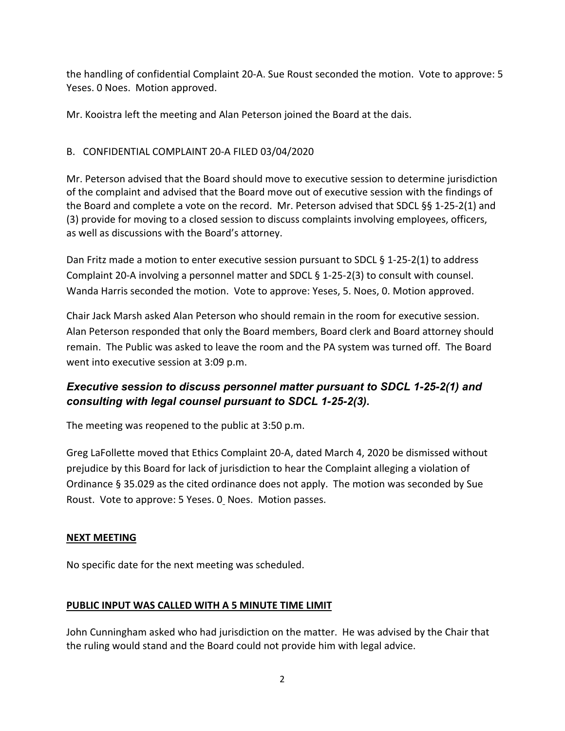the handling of confidential Complaint 20-A. Sue Roust seconded the motion. Vote to approve: 5 Yeses. 0 Noes. Motion approved.

Mr. Kooistra left the meeting and Alan Peterson joined the Board at the dais.

B. CONFIDENTIAL COMPLAINT 20-A FILED 03/04/2020

Mr. Peterson advised that the Board should move to executive session to determine jurisdiction of the complaint and advised that the Board move out of executive session with the findings of the Board and complete a vote on the record. Mr. Peterson advised that SDCL §§ 1-25-2(1) and (3) provide for moving to a closed session to discuss complaints involving employees, officers, as well as discussions with the Board's attorney.

Dan Fritz made a motion to enter executive session pursuant to SDCL § 1-25-2(1) to address Complaint 20-A involving a personnel matter and SDCL § 1-25-2(3) to consult with counsel. Wanda Harris seconded the motion. Vote to approve: Yeses, 5. Noes, 0. Motion approved.

Chair Jack Marsh asked Alan Peterson who should remain in the room for executive session. Alan Peterson responded that only the Board members, Board clerk and Board attorney should remain. The Public was asked to leave the room and the PA system was turned off. The Board went into executive session at 3:09 p.m.

***Executive session to discuss personnel matter pursuant to SDCL 1-25-2(1) and consulting with legal counsel pursuant to SDCL 1-25-2(3).***

The meeting was reopened to the public at 3:50 p.m.

Greg LaFollette moved that Ethics Complaint 20-A, dated March 4, 2020 be dismissed without prejudice by this Board for lack of jurisdiction to hear the Complaint alleging a violation of Ordinance § 35.029 as the cited ordinance does not apply. The motion was seconded by Sue Roust. Vote to approve: 5 Yeses. 0 Noes. Motion passes.

**NEXT MEETING**

No specific date for the next meeting was scheduled.

**PUBLIC INPUT WAS CALLED WITH A 5 MINUTE TIME LIMIT**

John Cunningham asked who had jurisdiction on the matter. He was advised by the Chair that the ruling would stand and the Board could not provide him with legal advice.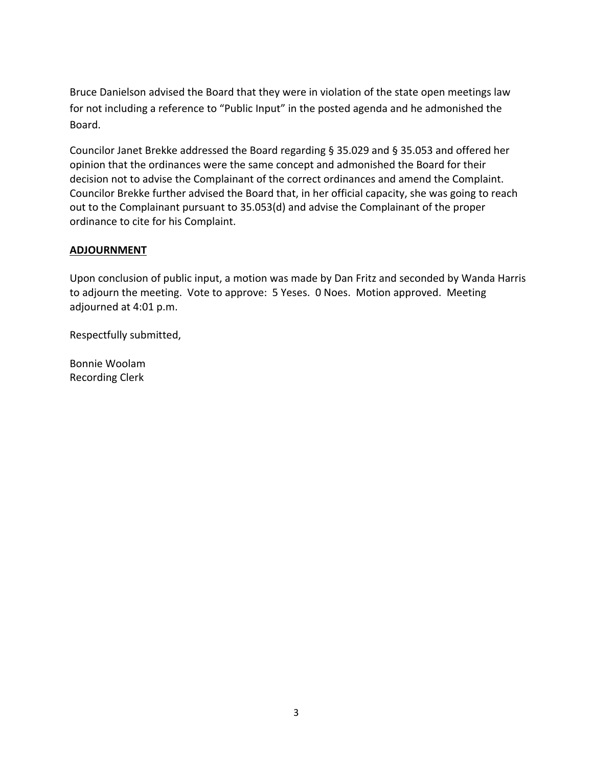Bruce Danielson advised the Board that they were in violation of the state open meetings law for not including a reference to "Public Input" in the posted agenda and he admonished the Board.

Councilor Janet Brekke addressed the Board regarding § 35.029 and § 35.053 and offered her opinion that the ordinances were the same concept and admonished the Board for their decision not to advise the Complainant of the correct ordinances and amend the Complaint. Councilor Brekke further advised the Board that, in her official capacity, she was going to reach out to the Complainant pursuant to 35.053(d) and advise the Complainant of the proper ordinance to cite for his Complaint.

**ADJOURNMENT**

Upon conclusion of public input, a motion was made by Dan Fritz and seconded by Wanda Harris to adjourn the meeting. Vote to approve: 5 Yeses. 0 Noes. Motion approved. Meeting adjourned at 4:01 p.m.

Respectfully submitted,

Bonnie Woolam
Recording Clerk